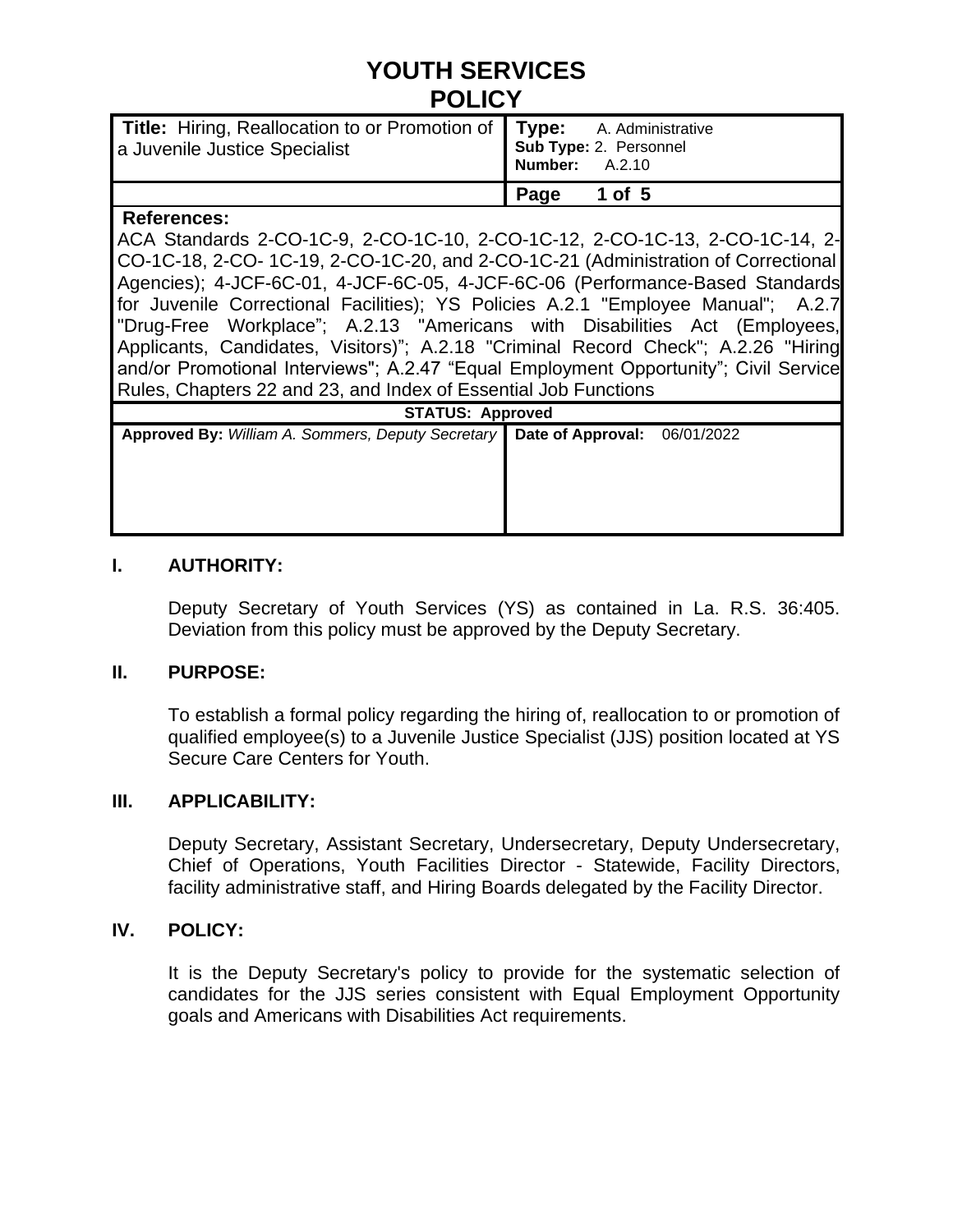# YOUTH SERVICES POLICY

| **Title:** Hiring, Reallocation to or Promotion of a Juvenile Justice Specialist | **Type:** A. Administrative<br>**Sub Type:** 2. Personnel<br>**Number:** A.2.10 |
|---|---|
| | **Page 1 of 5** |

**References:**
ACA Standards 2-CO-1C-9, 2-CO-1C-10, 2-CO-1C-12, 2-CO-1C-13, 2-CO-1C-14, 2-CO-1C-18, 2-CO- 1C-19, 2-CO-1C-20, and 2-CO-1C-21 (Administration of Correctional Agencies); 4-JCF-6C-01, 4-JCF-6C-05, 4-JCF-6C-06 (Performance-Based Standards for Juvenile Correctional Facilities); YS Policies A.2.1 "Employee Manual"; A.2.7 "Drug-Free Workplace"; A.2.13 "Americans with Disabilities Act (Employees, Applicants, Candidates, Visitors)"; A.2.18 "Criminal Record Check"; A.2.26 "Hiring and/or Promotional Interviews"; A.2.47 "Equal Employment Opportunity"; Civil Service Rules, Chapters 22 and 23, and Index of Essential Job Functions

**STATUS: Approved**

| **Approved By:** *William A. Sommers, Deputy Secretary* | **Date of Approval:** 06/01/2022 |
|---|---|

## I. AUTHORITY:

Deputy Secretary of Youth Services (YS) as contained in La. R.S. 36:405. Deviation from this policy must be approved by the Deputy Secretary.

## II. PURPOSE:

To establish a formal policy regarding the hiring of, reallocation to or promotion of qualified employee(s) to a Juvenile Justice Specialist (JJS) position located at YS Secure Care Centers for Youth.

## III. APPLICABILITY:

Deputy Secretary, Assistant Secretary, Undersecretary, Deputy Undersecretary, Chief of Operations, Youth Facilities Director - Statewide, Facility Directors, facility administrative staff, and Hiring Boards delegated by the Facility Director.

## IV. POLICY:

It is the Deputy Secretary's policy to provide for the systematic selection of candidates for the JJS series consistent with Equal Employment Opportunity goals and Americans with Disabilities Act requirements.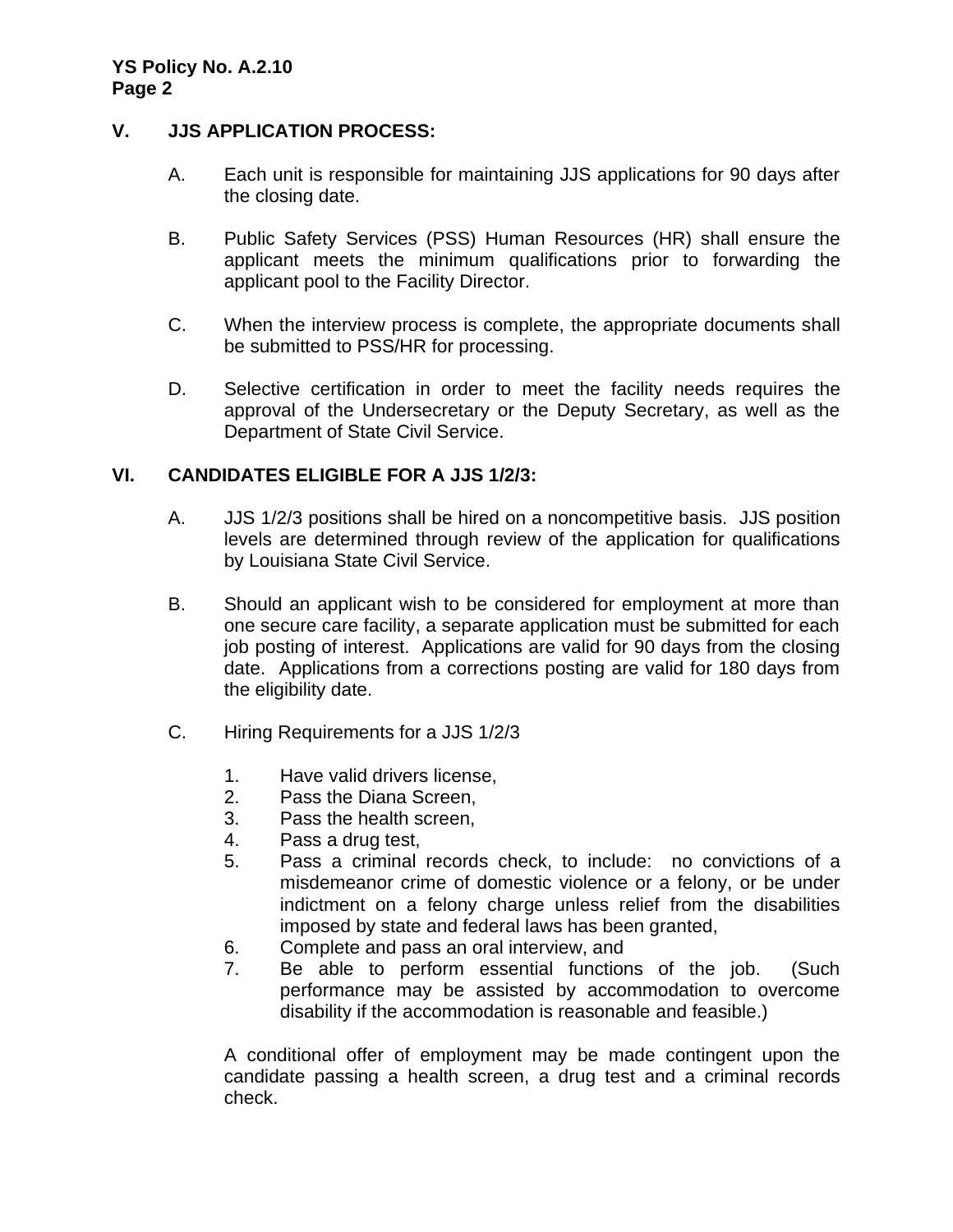## V. JJS APPLICATION PROCESS:

A. Each unit is responsible for maintaining JJS applications for 90 days after the closing date.

B. Public Safety Services (PSS) Human Resources (HR) shall ensure the applicant meets the minimum qualifications prior to forwarding the applicant pool to the Facility Director.

C. When the interview process is complete, the appropriate documents shall be submitted to PSS/HR for processing.

D. Selective certification in order to meet the facility needs requires the approval of the Undersecretary or the Deputy Secretary, as well as the Department of State Civil Service.

## VI. CANDIDATES ELIGIBLE FOR A JJS 1/2/3:

A. JJS 1/2/3 positions shall be hired on a noncompetitive basis. JJS position levels are determined through review of the application for qualifications by Louisiana State Civil Service.

B. Should an applicant wish to be considered for employment at more than one secure care facility, a separate application must be submitted for each job posting of interest. Applications are valid for 90 days from the closing date. Applications from a corrections posting are valid for 180 days from the eligibility date.

C. Hiring Requirements for a JJS 1/2/3

1. Have valid drivers license,
2. Pass the Diana Screen,
3. Pass the health screen,
4. Pass a drug test,
5. Pass a criminal records check, to include: no convictions of a misdemeanor crime of domestic violence or a felony, or be under indictment on a felony charge unless relief from the disabilities imposed by state and federal laws has been granted,
6. Complete and pass an oral interview, and
7. Be able to perform essential functions of the job. (Such performance may be assisted by accommodation to overcome disability if the accommodation is reasonable and feasible.)

A conditional offer of employment may be made contingent upon the candidate passing a health screen, a drug test and a criminal records check.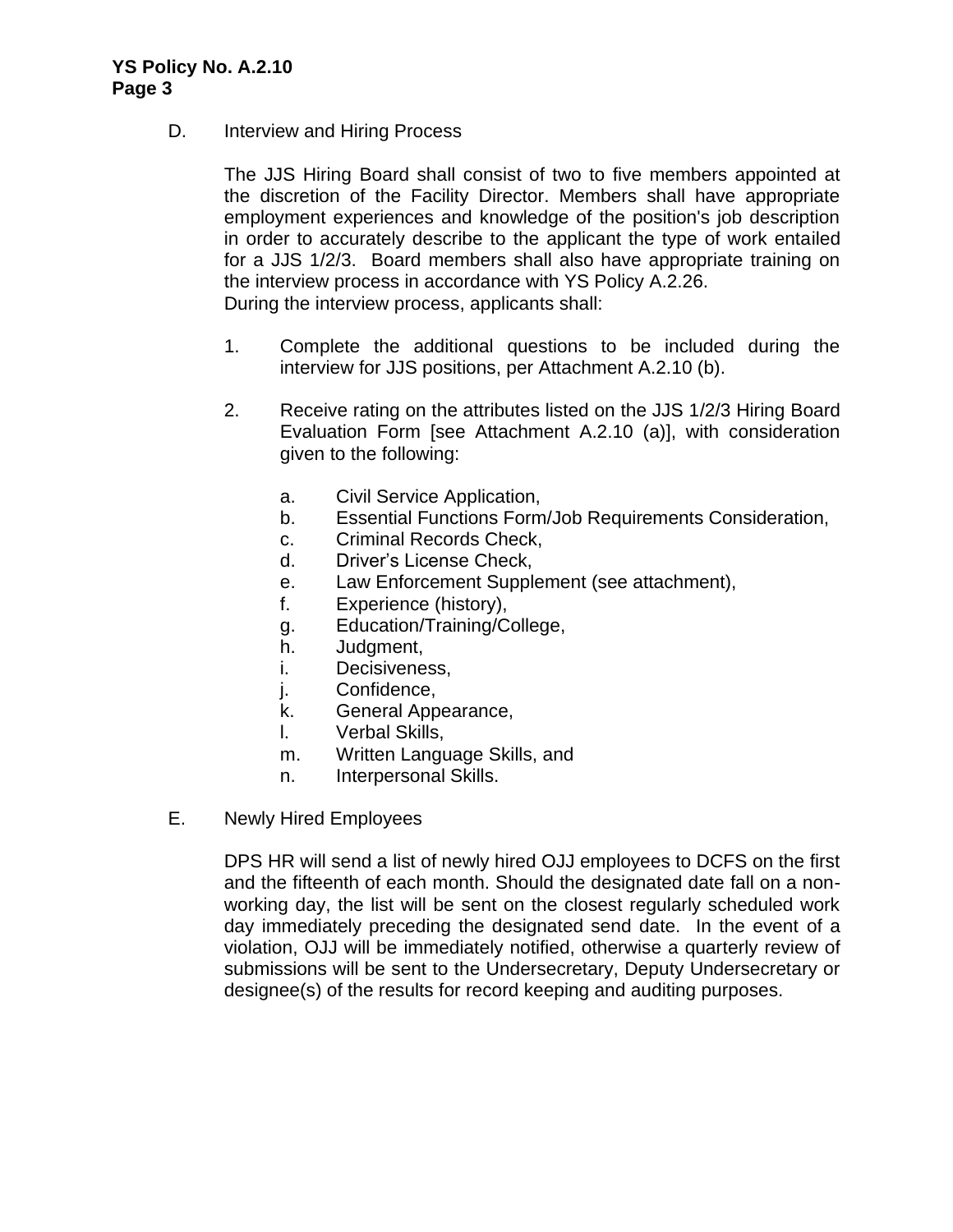D. Interview and Hiring Process

The JJS Hiring Board shall consist of two to five members appointed at the discretion of the Facility Director. Members shall have appropriate employment experiences and knowledge of the position's job description in order to accurately describe to the applicant the type of work entailed for a JJS 1/2/3. Board members shall also have appropriate training on the interview process in accordance with YS Policy A.2.26.
During the interview process, applicants shall:

1. Complete the additional questions to be included during the interview for JJS positions, per Attachment A.2.10 (b).

2. Receive rating on the attributes listed on the JJS 1/2/3 Hiring Board Evaluation Form [see Attachment A.2.10 (a)], with consideration given to the following:

   a. Civil Service Application,
   b. Essential Functions Form/Job Requirements Consideration,
   c. Criminal Records Check,
   d. Driver's License Check,
   e. Law Enforcement Supplement (see attachment),
   f. Experience (history),
   g. Education/Training/College,
   h. Judgment,
   i. Decisiveness,
   j. Confidence,
   k. General Appearance,
   l. Verbal Skills,
   m. Written Language Skills, and
   n. Interpersonal Skills.

E. Newly Hired Employees

DPS HR will send a list of newly hired OJJ employees to DCFS on the first and the fifteenth of each month. Should the designated date fall on a non-working day, the list will be sent on the closest regularly scheduled work day immediately preceding the designated send date. In the event of a violation, OJJ will be immediately notified, otherwise a quarterly review of submissions will be sent to the Undersecretary, Deputy Undersecretary or designee(s) of the results for record keeping and auditing purposes.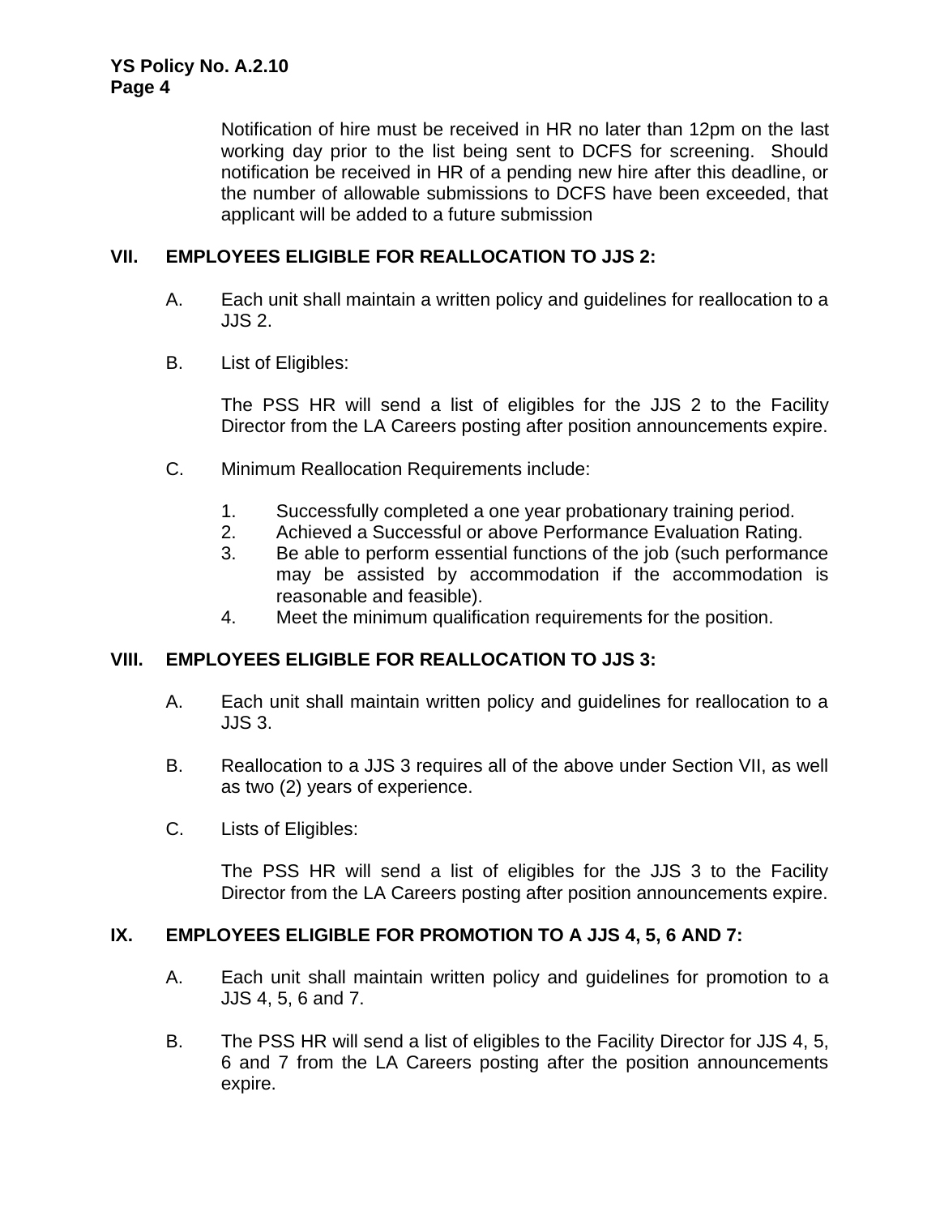Notification of hire must be received in HR no later than 12pm on the last working day prior to the list being sent to DCFS for screening. Should notification be received in HR of a pending new hire after this deadline, or the number of allowable submissions to DCFS have been exceeded, that applicant will be added to a future submission

## VII. EMPLOYEES ELIGIBLE FOR REALLOCATION TO JJS 2:

A. Each unit shall maintain a written policy and guidelines for reallocation to a JJS 2.

B. List of Eligibles:

The PSS HR will send a list of eligibles for the JJS 2 to the Facility Director from the LA Careers posting after position announcements expire.

C. Minimum Reallocation Requirements include:

1. Successfully completed a one year probationary training period.
2. Achieved a Successful or above Performance Evaluation Rating.
3. Be able to perform essential functions of the job (such performance may be assisted by accommodation if the accommodation is reasonable and feasible).
4. Meet the minimum qualification requirements for the position.

## VIII. EMPLOYEES ELIGIBLE FOR REALLOCATION TO JJS 3:

A. Each unit shall maintain written policy and guidelines for reallocation to a JJS 3.

B. Reallocation to a JJS 3 requires all of the above under Section VII, as well as two (2) years of experience.

C. Lists of Eligibles:

The PSS HR will send a list of eligibles for the JJS 3 to the Facility Director from the LA Careers posting after position announcements expire.

## IX. EMPLOYEES ELIGIBLE FOR PROMOTION TO A JJS 4, 5, 6 AND 7:

A. Each unit shall maintain written policy and guidelines for promotion to a JJS 4, 5, 6 and 7.

B. The PSS HR will send a list of eligibles to the Facility Director for JJS 4, 5, 6 and 7 from the LA Careers posting after the position announcements expire.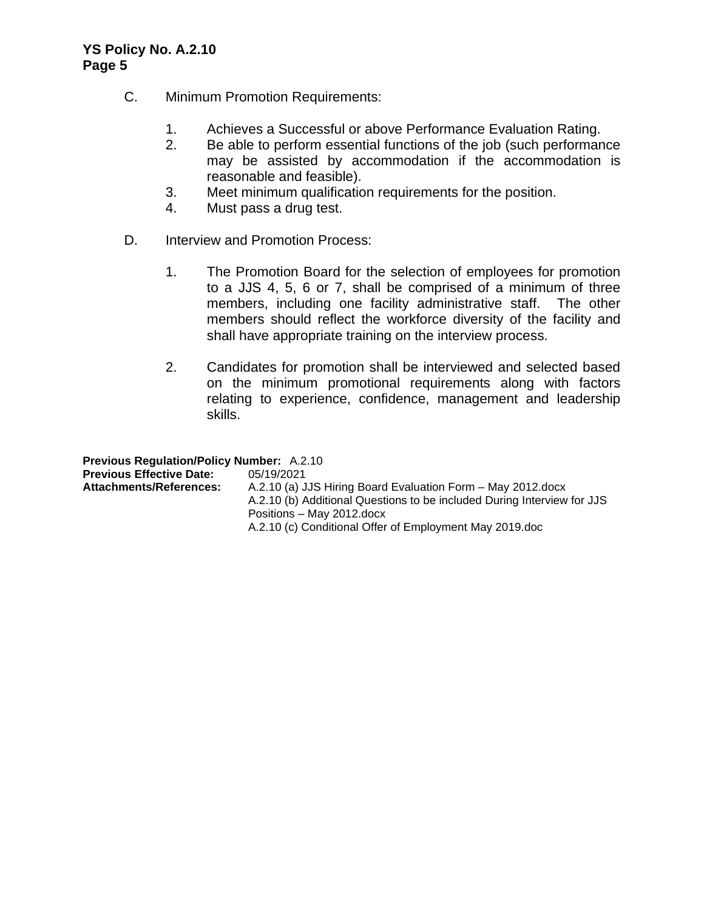C. Minimum Promotion Requirements:

1. Achieves a Successful or above Performance Evaluation Rating.
2. Be able to perform essential functions of the job (such performance may be assisted by accommodation if the accommodation is reasonable and feasible).
3. Meet minimum qualification requirements for the position.
4. Must pass a drug test.

D. Interview and Promotion Process:

1. The Promotion Board for the selection of employees for promotion to a JJS 4, 5, 6 or 7, shall be comprised of a minimum of three members, including one facility administrative staff. The other members should reflect the workforce diversity of the facility and shall have appropriate training on the interview process.

2. Candidates for promotion shall be interviewed and selected based on the minimum promotional requirements along with factors relating to experience, confidence, management and leadership skills.

**Previous Regulation/Policy Number:** A.2.10
**Previous Effective Date:** 05/19/2021
**Attachments/References:** A.2.10 (a) JJS Hiring Board Evaluation Form – May 2012.docx
A.2.10 (b) Additional Questions to be included During Interview for JJS Positions – May 2012.docx
A.2.10 (c) Conditional Offer of Employment May 2019.doc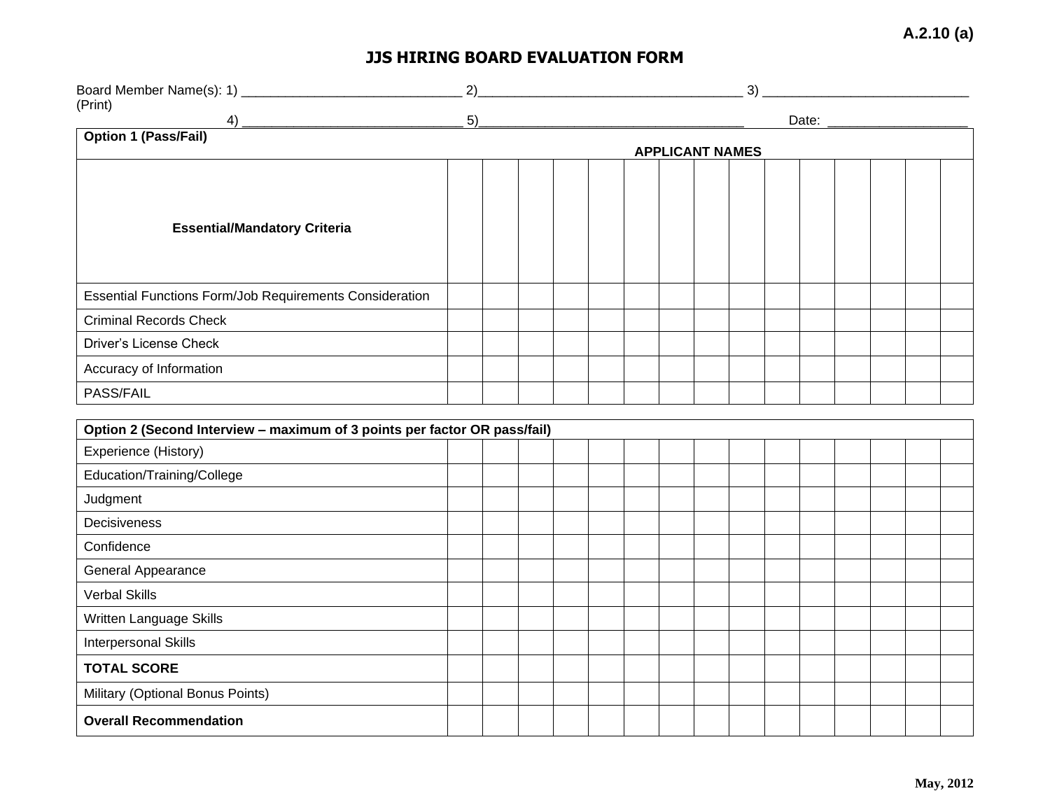A.2.10 (a)

# JJS HIRING BOARD EVALUATION FORM

Board Member Name(s): 1) ______________________________ 2)____________________________________ 3) ____________________________
(Print)
4) ______________________________ 5)____________________________________ Date: ___________________

| Option 1 (Pass/Fail) | APPLICANT NAMES | | | | | | | | | | | | | | |
|---|---|---|---|---|---|---|---|---|---|---|---|---|---|---|---|
| **Essential/Mandatory Criteria** | | | | | | | | | | | | | | | |
| Essential Functions Form/Job Requirements Consideration | | | | | | | | | | | | | | | |
| Criminal Records Check | | | | | | | | | | | | | | | |
| Driver's License Check | | | | | | | | | | | | | | | |
| Accuracy of Information | | | | | | | | | | | | | | | |
| PASS/FAIL | | | | | | | | | | | | | | | |

| Option 2 (Second Interview – maximum of 3 points per factor OR pass/fail) | | | | | | | | | | | | | | | |
|---|---|---|---|---|---|---|---|---|---|---|---|---|---|---|---|
| Experience (History) | | | | | | | | | | | | | | | |
| Education/Training/College | | | | | | | | | | | | | | | |
| Judgment | | | | | | | | | | | | | | | |
| Decisiveness | | | | | | | | | | | | | | | |
| Confidence | | | | | | | | | | | | | | | |
| General Appearance | | | | | | | | | | | | | | | |
| Verbal Skills | | | | | | | | | | | | | | | |
| Written Language Skills | | | | | | | | | | | | | | | |
| Interpersonal Skills | | | | | | | | | | | | | | | |
| **TOTAL SCORE** | | | | | | | | | | | | | | | |
| Military (Optional Bonus Points) | | | | | | | | | | | | | | | |
| **Overall Recommendation** | | | | | | | | | | | | | | | |

May, 2012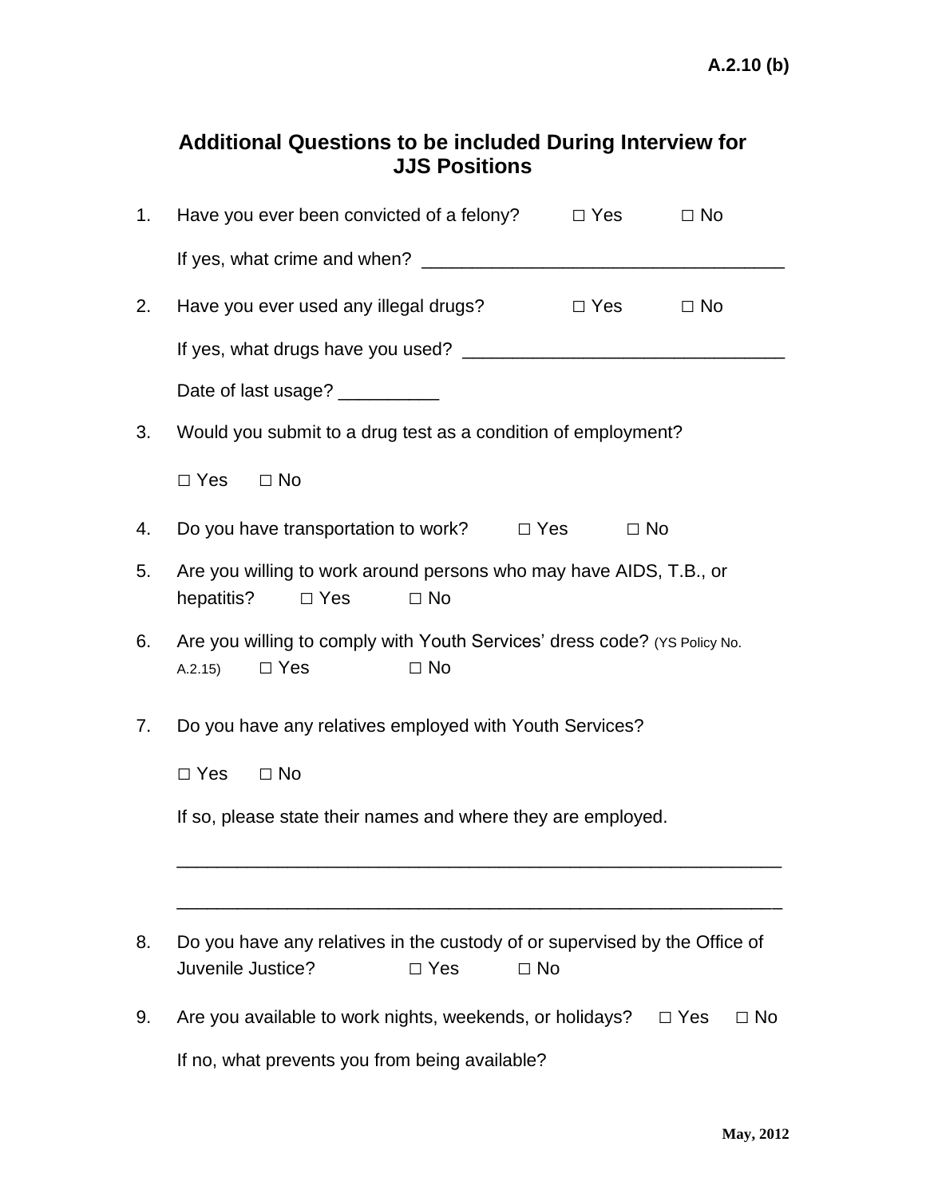**A.2.10 (b)**

## Additional Questions to be included During Interview for JJS Positions

1. Have you ever been convicted of a felony? ☐ Yes ☐ No

   If yes, what crime and when? ___________________________________

2. Have you ever used any illegal drugs? ☐ Yes ☐ No

   If yes, what drugs have you used? _______________________________

   Date of last usage? __________

3. Would you submit to a drug test as a condition of employment?

   ☐ Yes ☐ No

4. Do you have transportation to work? ☐ Yes ☐ No

5. Are you willing to work around persons who may have AIDS, T.B., or hepatitis? ☐ Yes ☐ No

6. Are you willing to comply with Youth Services' dress code? (YS Policy No. A.2.15) ☐ Yes ☐ No

7. Do you have any relatives employed with Youth Services?

   ☐ Yes ☐ No

   If so, please state their names and where they are employed.

   ___________________________________________________________

   ___________________________________________________________

8. Do you have any relatives in the custody of or supervised by the Office of Juvenile Justice? ☐ Yes ☐ No

9. Are you available to work nights, weekends, or holidays? ☐ Yes ☐ No

   If no, what prevents you from being available?

**May, 2012**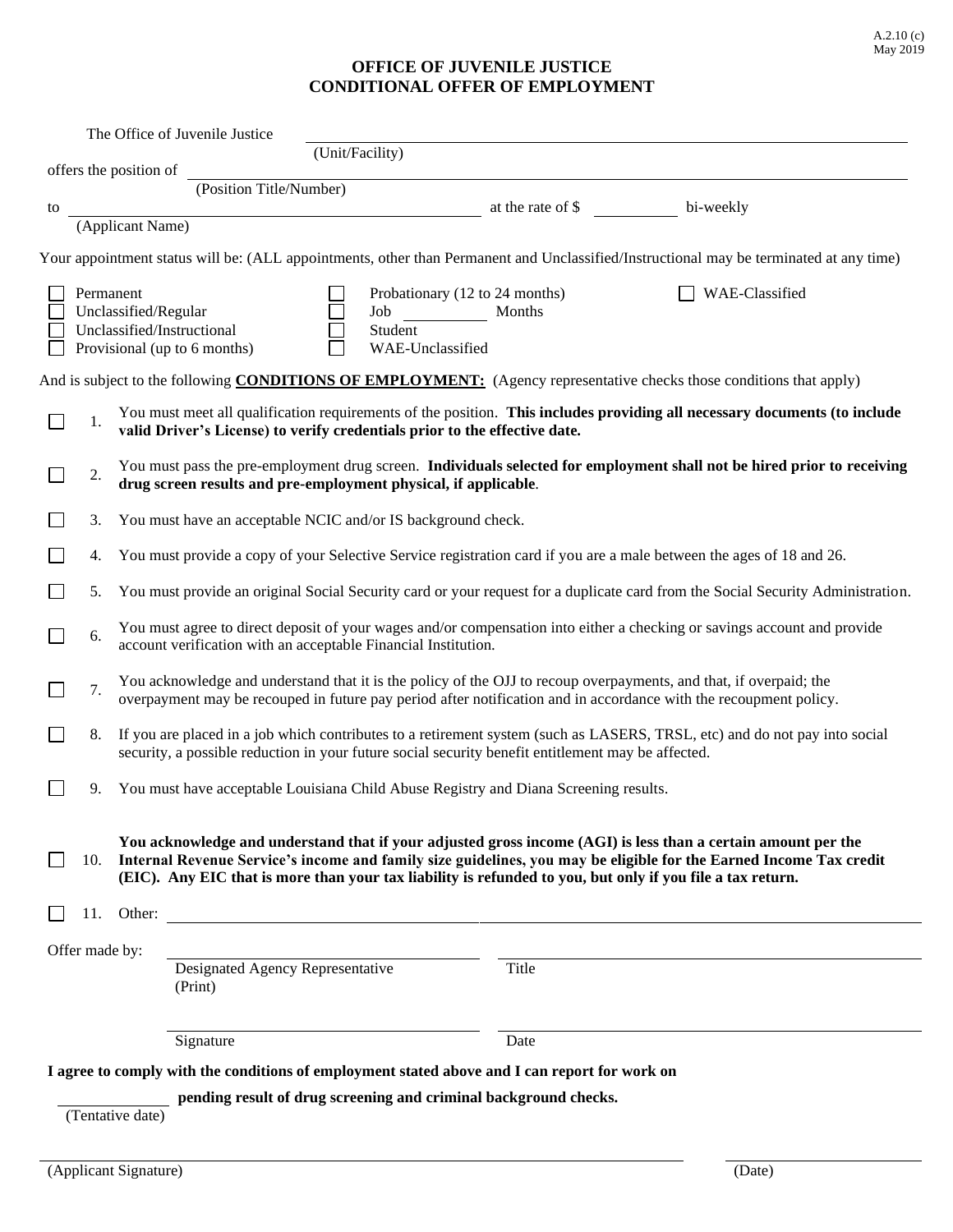A.2.10 (c)
May 2019

# OFFICE OF JUVENILE JUSTICE
# CONDITIONAL OFFER OF EMPLOYMENT

The Office of Juvenile Justice ______________________________
(Unit/Facility)

offers the position of ______________________________
(Position Title/Number)

to ______________________________ at the rate of $ __________ bi-weekly
(Applicant Name)

Your appointment status will be: (ALL appointments, other than Permanent and Unclassified/Instructional may be terminated at any time)

- ☐ Permanent
- ☐ Unclassified/Regular
- ☐ Unclassified/Instructional
- ☐ Provisional (up to 6 months)
- ☐ Probationary (12 to 24 months)
- ☐ Job __________ Months
- ☐ Student
- ☐ WAE-Unclassified
- ☐ WAE-Classified

And is subject to the following **CONDITIONS OF EMPLOYMENT:** (Agency representative checks those conditions that apply)

☐ 1. You must meet all qualification requirements of the position. **This includes providing all necessary documents (to include valid Driver's License) to verify credentials prior to the effective date.**

☐ 2. You must pass the pre-employment drug screen. **Individuals selected for employment shall not be hired prior to receiving drug screen results and pre-employment physical, if applicable**.

☐ 3. You must have an acceptable NCIC and/or IS background check.

☐ 4. You must provide a copy of your Selective Service registration card if you are a male between the ages of 18 and 26.

☐ 5. You must provide an original Social Security card or your request for a duplicate card from the Social Security Administration.

☐ 6. You must agree to direct deposit of your wages and/or compensation into either a checking or savings account and provide account verification with an acceptable Financial Institution.

☐ 7. You acknowledge and understand that it is the policy of the OJJ to recoup overpayments, and that, if overpaid; the overpayment may be recouped in future pay period after notification and in accordance with the recoupment policy.

☐ 8. If you are placed in a job which contributes to a retirement system (such as LASERS, TRSL, etc) and do not pay into social security, a possible reduction in your future social security benefit entitlement may be affected.

☐ 9. You must have acceptable Louisiana Child Abuse Registry and Diana Screening results.

☐ 10. **You acknowledge and understand that if your adjusted gross income (AGI) is less than a certain amount per the Internal Revenue Service's income and family size guidelines, you may be eligible for the Earned Income Tax credit (EIC). Any EIC that is more than your tax liability is refunded to you, but only if you file a tax return.**

☐ 11. Other: ______________________________

Offer made by:

______________________________ ______________________________
Designated Agency Representative (Print) Title

______________________________ ______________________________
Signature Date

**I agree to comply with the conditions of employment stated above and I can report for work on**

______________ **pending result of drug screening and criminal background checks.**
(Tentative date)

______________________________ ______________
(Applicant Signature) (Date)